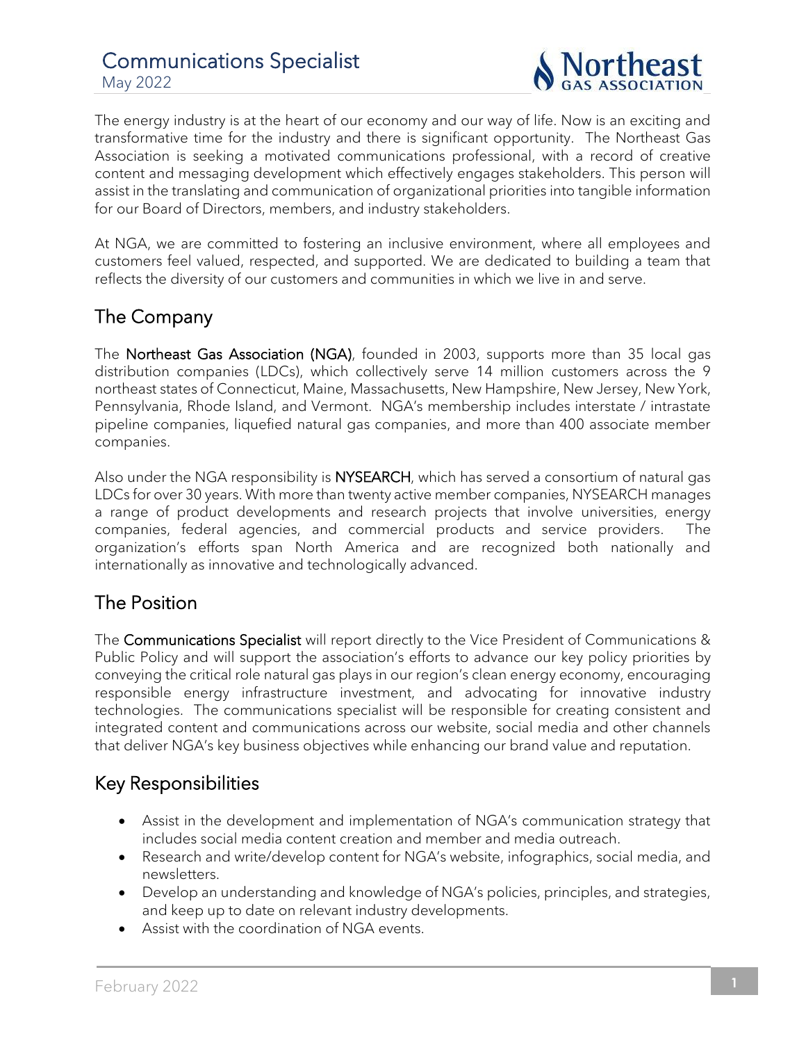# Communications Specialist

May 2022

The energy industry is at the heart of our economy and our way of life. Now is an exciting and transformative time for the industry and there is significant opportunity. The Northeast Gas Association is seeking a motivated communications professional, with a record of creative content and messaging development which effectively engages stakeholders. This person will assist in the translating and communication of organizational priorities into tangible information for our Board of Directors, members, and industry stakeholders.

At NGA, we are committed to fostering an inclusive environment, where all employees and customers feel valued, respected, and supported. We are dedicated to building a team that reflects the diversity of our customers and communities in which we live in and serve.

## The Company

The **Northeast Gas Association (NGA)**, founded in 2003, supports more than 35 local gas distribution companies (LDCs), which collectively serve 14 million customers across the 9 northeast states of Connecticut, Maine, Massachusetts, New Hampshire, New Jersey, New York, Pennsylvania, Rhode Island, and Vermont. NGA's membership includes interstate / intrastate pipeline companies, liquefied natural gas companies, and more than 400 associate member companies.

Also under the NGA responsibility is **NYSEARCH**, which has served a consortium of natural gas LDCs for over 30 years. With more than twenty active member companies, NYSEARCH manages a range of product developments and research projects that involve universities, energy companies, federal agencies, and commercial products and service providers. The organization's efforts span North America and are recognized both nationally and internationally as innovative and technologically advanced.

## The Position

The **Communications Specialist** will report directly to the Vice President of Communications & Public Policy and will support the association's efforts to advance our key policy priorities by conveying the critical role natural gas plays in our region's clean energy economy, encouraging responsible energy infrastructure investment, and advocating for innovative industry technologies. The communications specialist will be responsible for creating consistent and integrated content and communications across our website, social media and other channels that deliver NGA's key business objectives while enhancing our brand value and reputation.

## Key Responsibilities

- Assist in the development and implementation of NGA's communication strategy that includes social media content creation and member and media outreach.
- Research and write/develop content for NGA's website, infographics, social media, and newsletters.
- Develop an understanding and knowledge of NGA's policies, principles, and strategies, and keep up to date on relevant industry developments.
- Assist with the coordination of NGA events.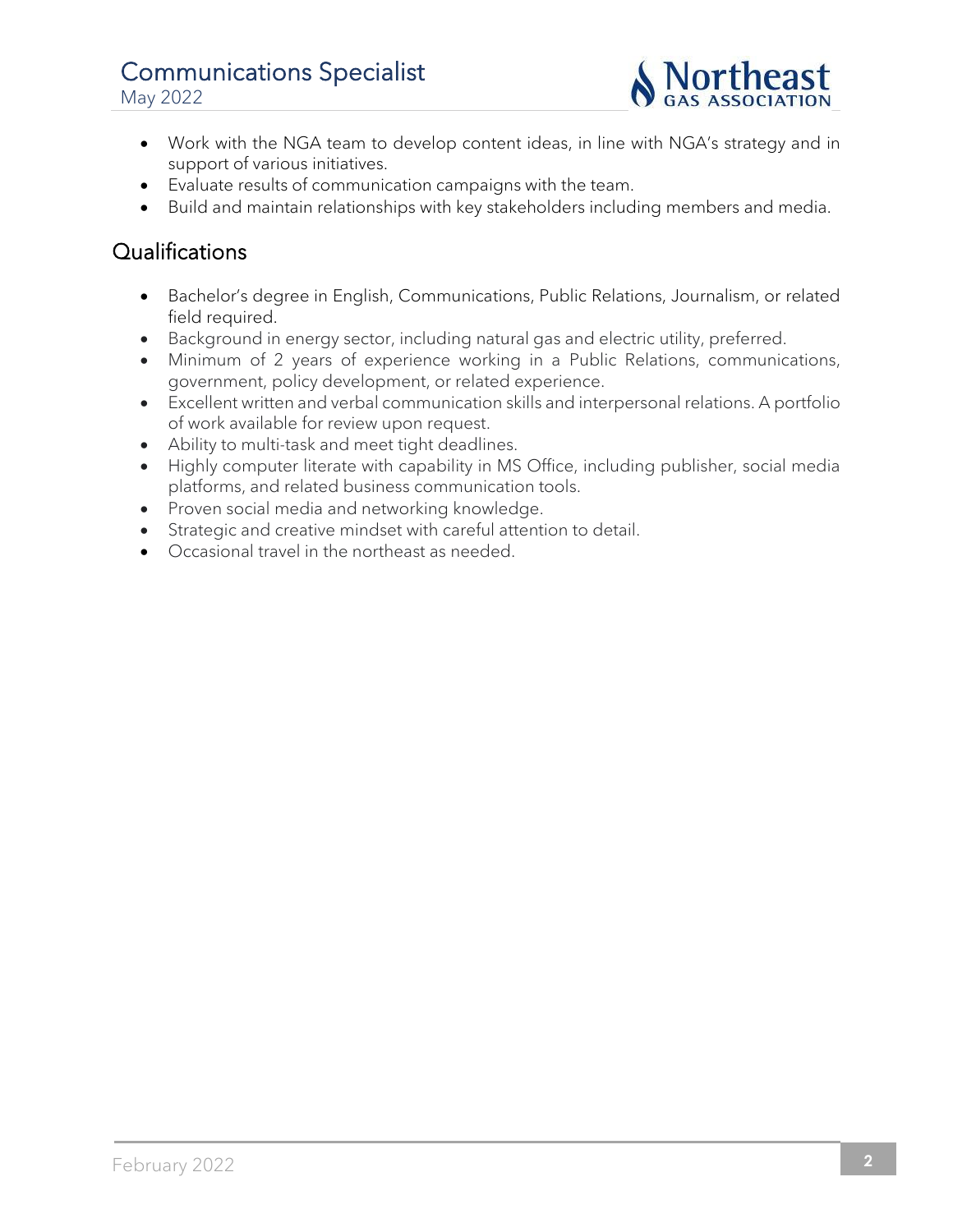- Work with the NGA team to develop content ideas, in line with NGA's strategy and in support of various initiatives.
- Evaluate results of communication campaigns with the team.
- Build and maintain relationships with key stakeholders including members and media.

## Qualifications

- Bachelor's degree in English, Communications, Public Relations, Journalism, or related field required.
- Background in energy sector, including natural gas and electric utility, preferred.
- Minimum of 2 years of experience working in a Public Relations, communications, government, policy development, or related experience.
- Excellent written and verbal communication skills and interpersonal relations. A portfolio of work available for review upon request.
- Ability to multi-task and meet tight deadlines.
- Highly computer literate with capability in MS Office, including publisher, social media platforms, and related business communication tools.
- Proven social media and networking knowledge.
- Strategic and creative mindset with careful attention to detail.
- Occasional travel in the northeast as needed.